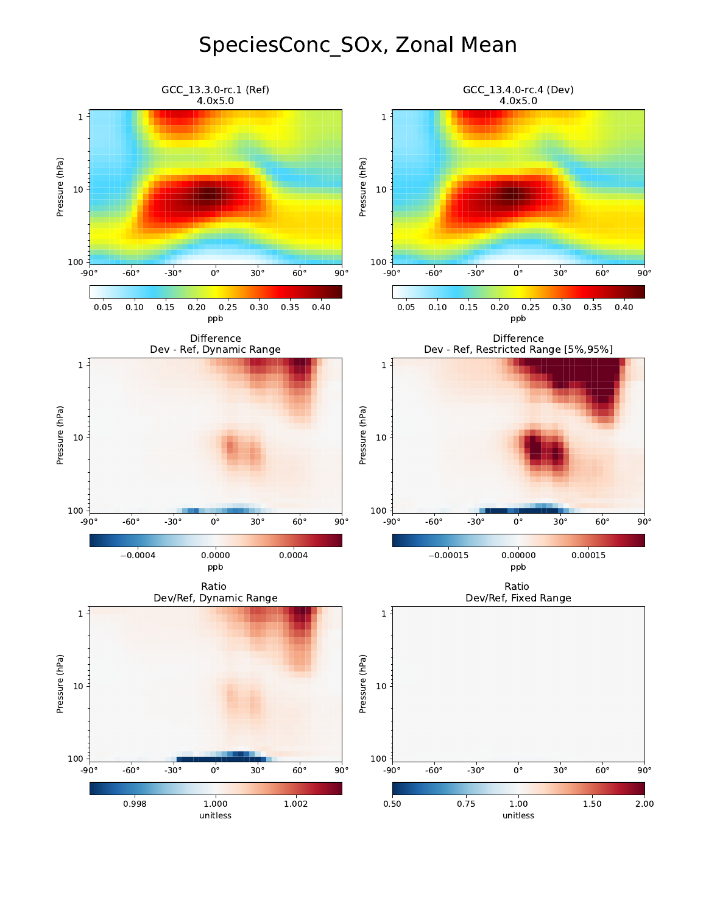# SpeciesConc_SOx, Zonal Mean

GCC_13.3.0-rc.1 (Ref)
4.0x5.0

GCC_13.4.0-rc.4 (Dev)
4.0x5.0

Difference
Dev - Ref, Dynamic Range

Difference
Dev - Ref, Restricted Range [5%,95%]

Ratio
Dev/Ref, Dynamic Range

Ratio
Dev/Ref, Fixed Range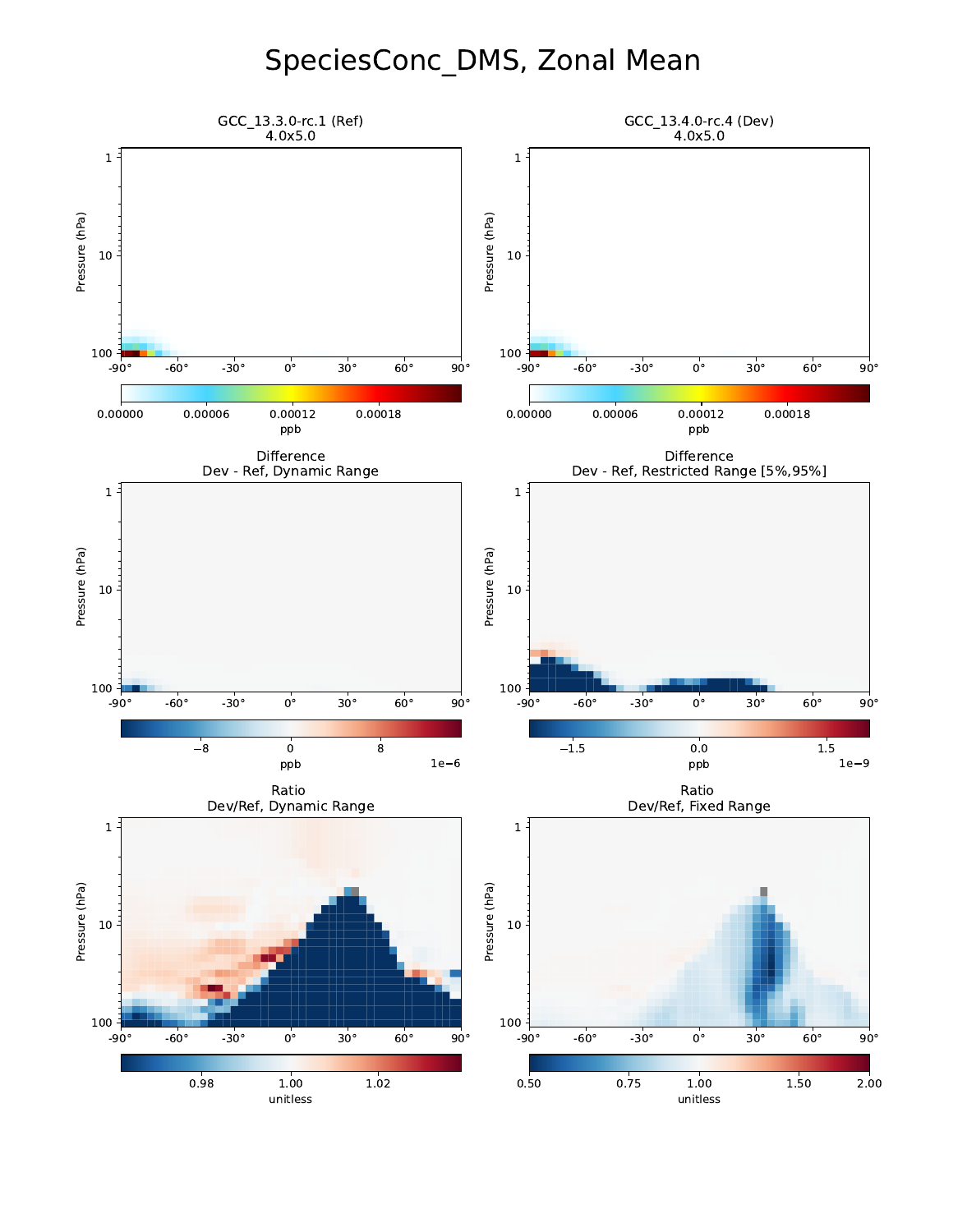# SpeciesConc_DMS, Zonal Mean

GCC_13.3.0-rc.1 (Ref)
4.0x5.0

GCC_13.4.0-rc.4 (Dev)
4.0x5.0

Difference
Dev - Ref, Dynamic Range

Difference
Dev - Ref, Restricted Range [5%,95%]

Ratio
Dev/Ref, Dynamic Range

Ratio
Dev/Ref, Fixed Range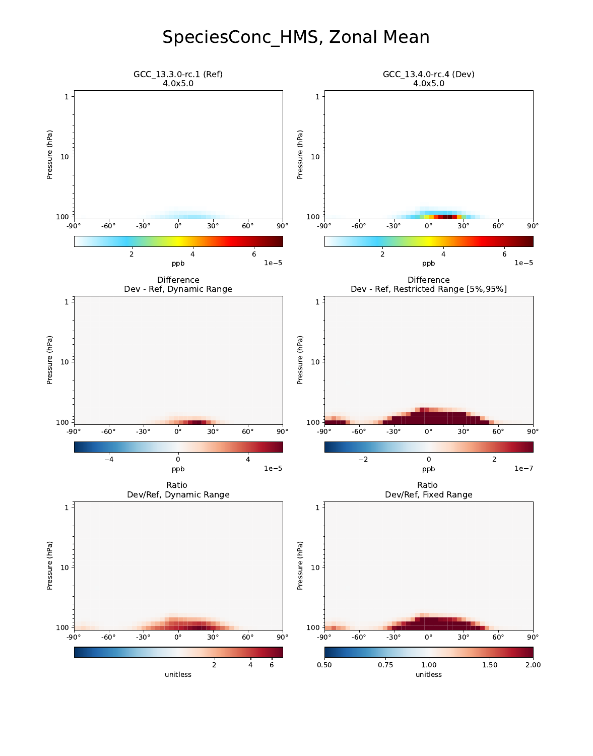# SpeciesConc_HMS, Zonal Mean

GCC_13.3.0-rc.1 (Ref)
4.0x5.0

GCC_13.4.0-rc.4 (Dev)
4.0x5.0

Difference
Dev - Ref, Dynamic Range

Difference
Dev - Ref, Restricted Range [5%,95%]

Ratio
Dev/Ref, Dynamic Range

Ratio
Dev/Ref, Fixed Range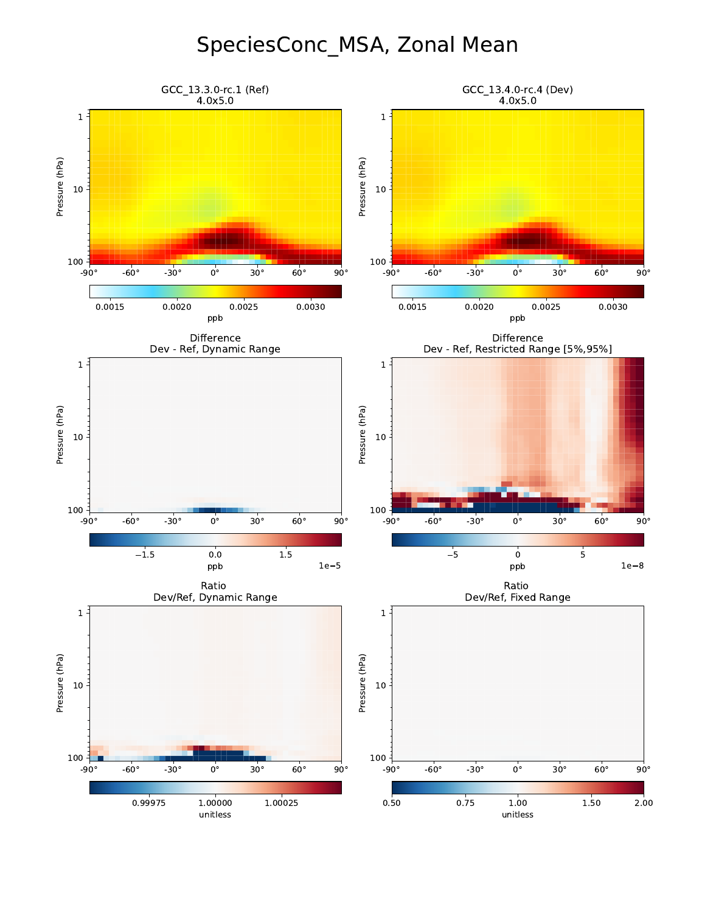# SpeciesConc_MSA, Zonal Mean

GCC_13.3.0-rc.1 (Ref)
4.0x5.0

GCC_13.4.0-rc.4 (Dev)
4.0x5.0

Difference
Dev - Ref, Dynamic Range

Difference
Dev - Ref, Restricted Range [5%,95%]

Ratio
Dev/Ref, Dynamic Range

Ratio
Dev/Ref, Fixed Range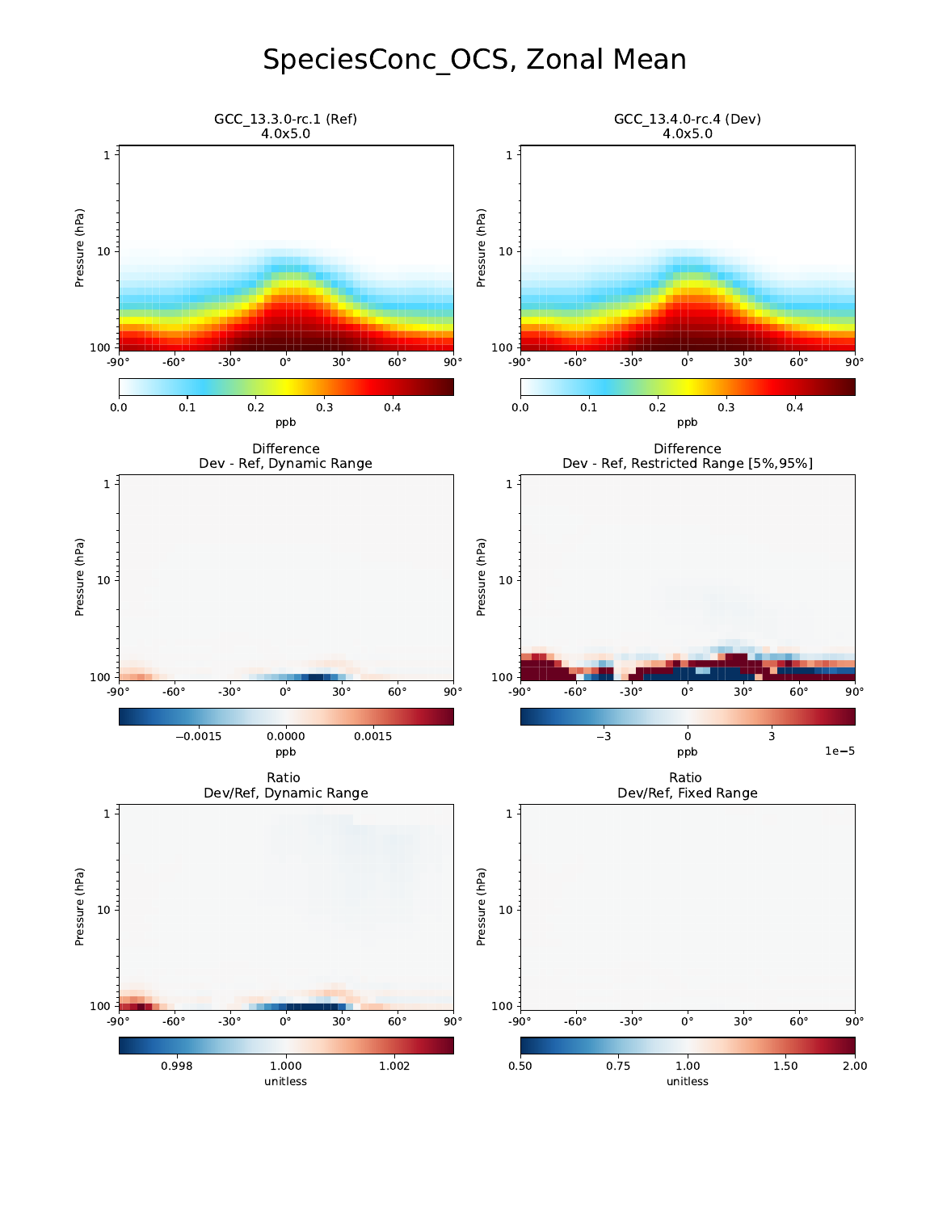# SpeciesConc_OCS, Zonal Mean

GCC_13.3.0-rc.1 (Ref)
4.0x5.0

GCC_13.4.0-rc.4 (Dev)
4.0x5.0

Difference
Dev - Ref, Dynamic Range

Difference
Dev - Ref, Restricted Range [5%,95%]

Ratio
Dev/Ref, Dynamic Range

Ratio
Dev/Ref, Fixed Range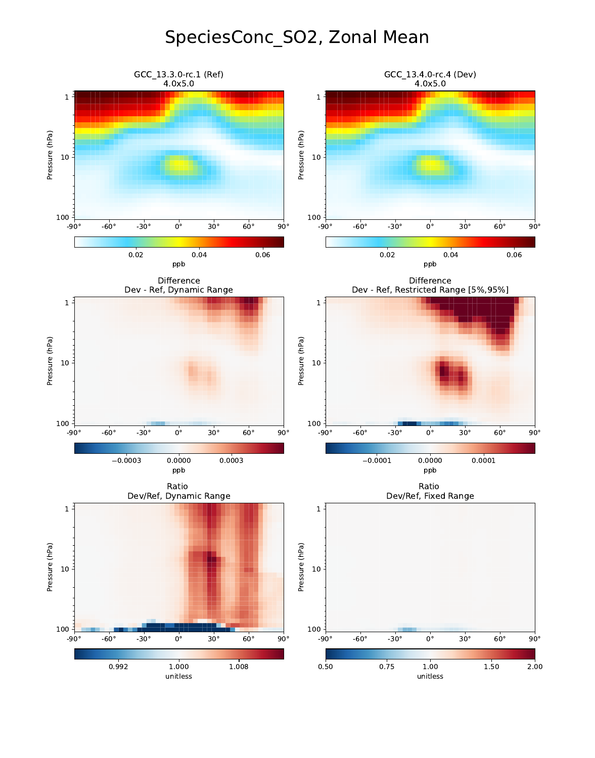# SpeciesConc_SO2, Zonal Mean

GCC_13.3.0-rc.1 (Ref)
4.0x5.0

GCC_13.4.0-rc.4 (Dev)
4.0x5.0

Difference
Dev - Ref, Dynamic Range

Difference
Dev - Ref, Restricted Range [5%,95%]

Ratio
Dev/Ref, Dynamic Range

Ratio
Dev/Ref, Fixed Range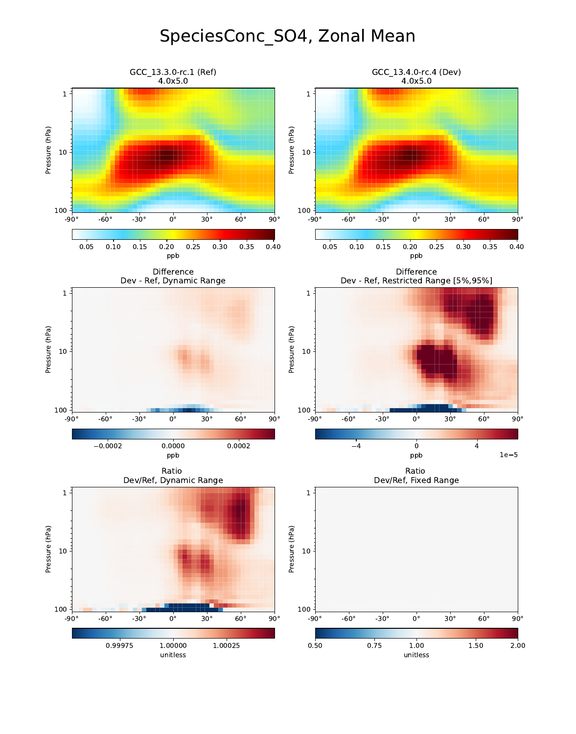# SpeciesConc_SO4, Zonal Mean

GCC_13.3.0-rc.1 (Ref)
4.0x5.0

Pressure (hPa)
1
10
100
-90° -60° -30° 0° 30° 60° 90°
0.05 0.10 0.15 0.20 0.25 0.30 0.35 0.40
ppb

GCC_13.4.0-rc.4 (Dev)
4.0x5.0

Pressure (hPa)
1
10
100
-90° -60° -30° 0° 30° 60° 90°
0.05 0.10 0.15 0.20 0.25 0.30 0.35 0.40
ppb

Difference
Dev - Ref, Dynamic Range

Pressure (hPa)
1
10
100
-90° -60° -30° 0° 30° 60° 90°
−0.0002 0.0000 0.0002
ppb

Difference
Dev - Ref, Restricted Range [5%,95%]

Pressure (hPa)
1
10
100
-90° -60° -30° 0° 30° 60° 90°
−4 0 4
ppb 1e−5

Ratio
Dev/Ref, Dynamic Range

Pressure (hPa)
1
10
100
-90° -60° -30° 0° 30° 60° 90°
0.99975 1.00000 1.00025
unitless

Ratio
Dev/Ref, Fixed Range

Pressure (hPa)
1
10
100
-90° -60° -30° 0° 30° 60° 90°
0.50 0.75 1.00 1.50 2.00
unitless